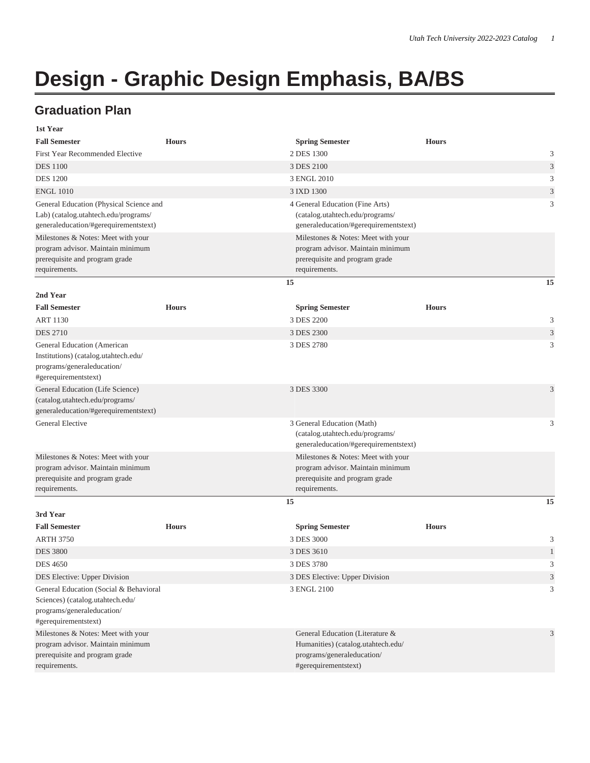# Design - Graphic Design Emphasis, BA/BS

## Graduation Plan

**1st Year**

| Fall Semester | Hours | Spring Semester | Hours |
|---|---|---|---|
| First Year Recommended Elective | 2 | DES 1300 | 3 |
| DES 1100 | 3 | DES 2100 | 3 |
| DES 1200 | 3 | ENGL 2010 | 3 |
| ENGL 1010 | 3 | IXD 1300 | 3 |
| General Education (Physical Science and Lab) (catalog.utahtech.edu/programs/generaleducation/#gerequirementstext) | 4 | General Education (Fine Arts) (catalog.utahtech.edu/programs/generaleducation/#gerequirementstext) | 3 |
| Milestones & Notes: Meet with your program advisor. Maintain minimum prerequisite and program grade requirements. | | Milestones & Notes: Meet with your program advisor. Maintain minimum prerequisite and program grade requirements. | |
| | **15** | | **15** |

**2nd Year**

| Fall Semester | Hours | Spring Semester | Hours |
|---|---|---|---|
| ART 1130 | 3 | DES 2200 | 3 |
| DES 2710 | 3 | DES 2300 | 3 |
| General Education (American Institutions) (catalog.utahtech.edu/programs/generaleducation/#gerequirementstext) | 3 | DES 2780 | 3 |
| General Education (Life Science) (catalog.utahtech.edu/programs/generaleducation/#gerequirementstext) | 3 | DES 3300 | 3 |
| General Elective | 3 | General Education (Math) (catalog.utahtech.edu/programs/generaleducation/#gerequirementstext) | 3 |
| Milestones & Notes: Meet with your program advisor. Maintain minimum prerequisite and program grade requirements. | | Milestones & Notes: Meet with your program advisor. Maintain minimum prerequisite and program grade requirements. | |
| | **15** | | **15** |

**3rd Year**

| Fall Semester | Hours | Spring Semester | Hours |
|---|---|---|---|
| ARTH 3750 | 3 | DES 3000 | 3 |
| DES 3800 | 3 | DES 3610 | 1 |
| DES 4650 | 3 | DES 3780 | 3 |
| DES Elective: Upper Division | 3 | DES Elective: Upper Division | 3 |
| General Education (Social & Behavioral Sciences) (catalog.utahtech.edu/programs/generaleducation/#gerequirementstext) | 3 | ENGL 2100 | 3 |
| Milestones & Notes: Meet with your program advisor. Maintain minimum prerequisite and program grade requirements. | | General Education (Literature & Humanities) (catalog.utahtech.edu/programs/generaleducation/#gerequirementstext) | 3 |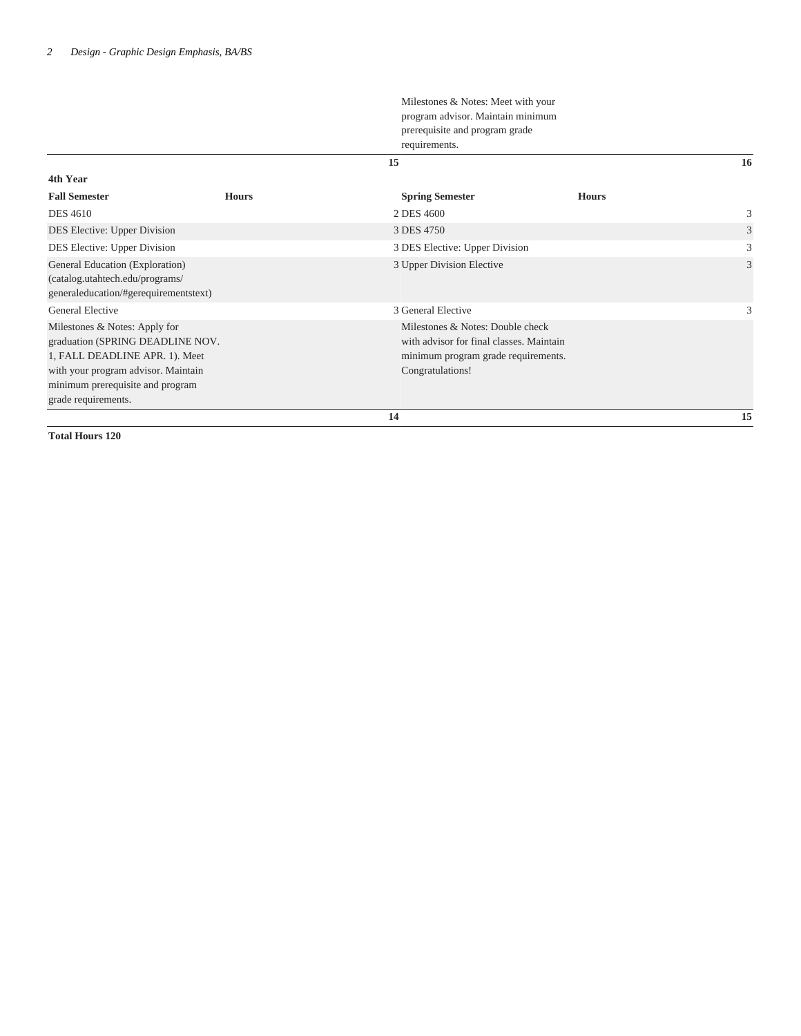| | | | |
|---|---|---|---|
| | | Milestones & Notes: Meet with your program advisor. Maintain minimum prerequisite and program grade requirements. | |
| | **15** | | **16** |

| **4th Year** | | | |
|---|---|---|---|
| **Fall Semester** | **Hours** | **Spring Semester** | **Hours** |
| DES 4610 | 2 | DES 4600 | 3 |
| DES Elective: Upper Division | 3 | DES 4750 | 3 |
| DES Elective: Upper Division | 3 | DES Elective: Upper Division | 3 |
| General Education (Exploration) (catalog.utahtech.edu/programs/generaleducation/#gerequirementstext) | 3 | Upper Division Elective | 3 |
| General Elective | 3 | General Elective | 3 |
| Milestones & Notes: Apply for graduation (SPRING DEADLINE NOV. 1, FALL DEADLINE APR. 1). Meet with your program advisor. Maintain minimum prerequisite and program grade requirements. | | Milestones & Notes: Double check with advisor for final classes. Maintain minimum program grade requirements. Congratulations! | |
| | **14** | | **15** |

**Total Hours 120**